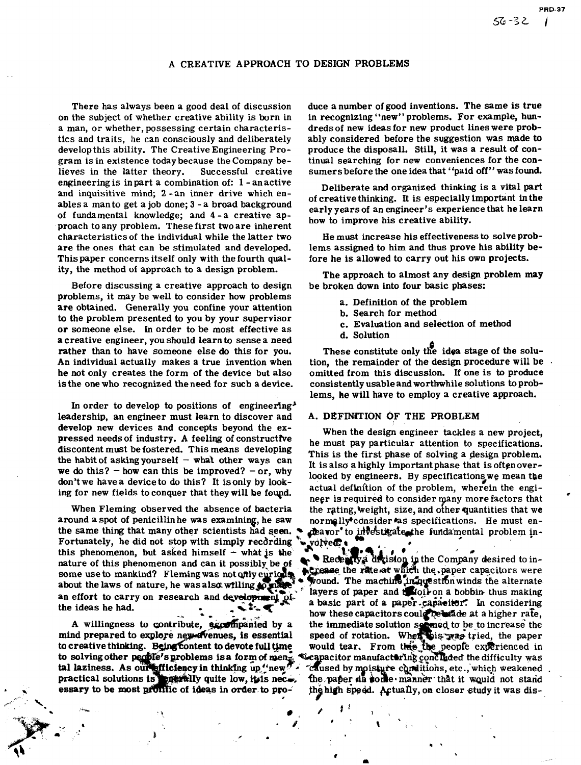// A CREATIVE APPROACH TO DESIGN PROBLEMS

There has always been a good deal of discussion on the subject of whether creative ability is born in a man, or whether, possessing certain characteristics and traits, he can consciously and deliberately develop this ability. The Creative Engineering Program is in existence today because the Company believes in the latter theory. Successful creative engineering is in part a combination of: 1 - an active and inquisitive mind; 2 - an inner drive which enables a man to get a job done; 3 - a broad background of fundamental knowledge; and 4 - a creative approach to any problem. These first two are inherent characteristics of the individual while the latter two are the ones that can be stimulated and developed. This paper concerns itself only with the fourth quality, the method of approach to a design problem.

Before discussing a creative approach to design problems, it may be well to consider how problems are obtained. Generally you confine your attention to the problem presented to you by your supervisor or someone else. In order to be most effective as a creative engineer, you should learn to sense a need rather than to have someone else do this for you. An individual actually makes a true invention when he not only creates the form of the device but also is the one who recognized the need for such a device.

In order to develop to positions of engineering leadership, an engineer must learn to discover and develop new devices and concepts beyond the expressed needs of industry. A feeling of constructive discontent must be fostered. This means developing the habit of asking yourself – what other ways can we do this? – how can this be improved? – or, why don't we have a device to do this? It is only by looking for new fields to conquer that they will be found.

When Fleming observed the absence of bacteria around a spot of penicillin he was examining, he saw the same thing that many other scientists had seen. Fortunately, he did not stop with simply recording this phenomenon, but asked himself – what is the nature of this phenomenon and can it possibly be of some use to mankind? Fleming was not only curious about the laws of nature, he was also willing to make an effort to carry on research and development of the ideas he had.

A willingness to contribute, accompanied by a mind prepared to explore new avenues, is essential to creative thinking. Being content to devote full time to solving other people's problems is a form of mental laziness. As our efficiency in thinking up "new" practical solutions is generally quite low, it is necessary to be most prolific of ideas in order to produce a number of good inventions. The same is true in recognizing "new" problems. For example, hundreds of new ideas for new product lines were probably considered before the suggestion was made to produce the disposall. Still, it was a result of continual searching for new conveniences for the consumers before the one idea that "paid off" was found.

Deliberate and organized thinking is a vital part of creative thinking. It is especially important in the early years of an engineer's experience that he learn how to improve his creative ability.

He must increase his effectiveness to solve problems assigned to him and thus prove his ability before he is allowed to carry out his own projects.

The approach to almost any design problem may be broken down into four basic phases:

a. Definition of the problem
b. Search for method
c. Evaluation and selection of method
d. Solution

These constitute only the idea stage of the solution, the remainder of the design procedure will be omitted from this discussion. If one is to produce consistently usable and worthwhile solutions to problems, he will have to employ a creative approach.

## A. DEFINITION OF THE PROBLEM

When the design engineer tackles a new project, he must pay particular attention to specifications. This is the first phase of solving a design problem. It is also a highly important phase that is often overlooked by engineers. By specifications we mean the actual definition of the problem, wherein the engineer is required to consider many more factors that the rating, weight, size, and other quantities that we normally consider as specifications. He must endeavor to investigate the fundamental problem involved.

Recently a division in the Company desired to increase the rate at which the paper capacitors were wound. The machine in question winds the alternate layers of paper and foil on a bobbin thus making a basic part of a paper capacitor. In considering how these capacitors could be made at a higher rate, the immediate solution seemed to be to increase the speed of rotation. When this was tried, the paper would tear. From this the people experienced in capacitor manufacturing concluded the difficulty was caused by moisture conditions, etc., which weakened the paper in some manner that it would not stand the high speed. Actually, on closer study it was dis-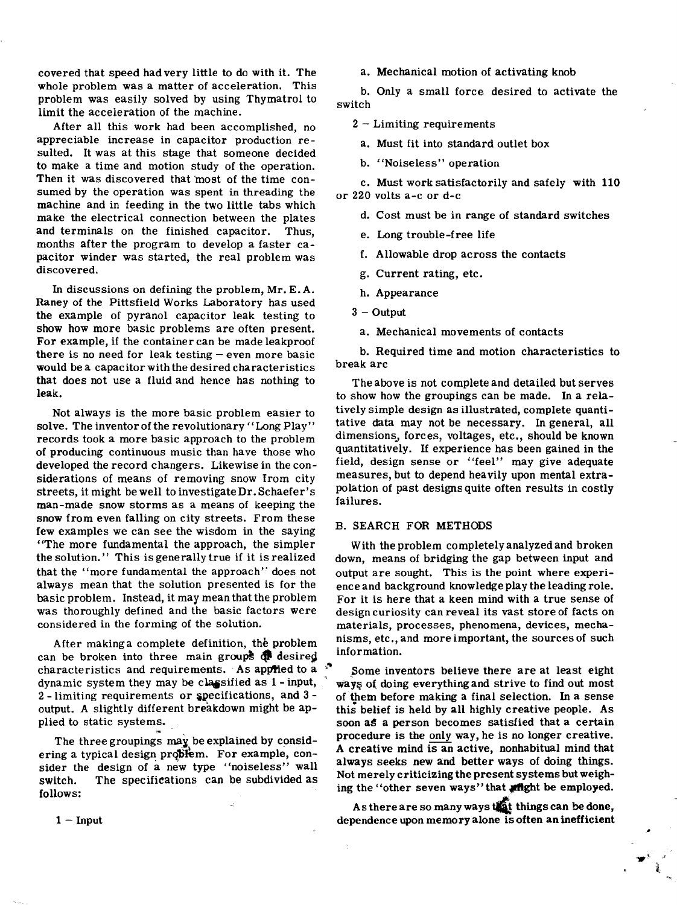covered that speed had very little to do with it. The whole problem was a matter of acceleration. This problem was easily solved by using Thymatrol to limit the acceleration of the machine.

After all this work had been accomplished, no appreciable increase in capacitor production resulted. It was at this stage that someone decided to make a time and motion study of the operation. Then it was discovered that most of the time consumed by the operation was spent in threading the machine and in feeding in the two little tabs which make the electrical connection between the plates and terminals on the finished capacitor. Thus, months after the program to develop a faster capacitor winder was started, the real problem was discovered.

In discussions on defining the problem, Mr. E. A. Raney of the Pittsfield Works Laboratory has used the example of pyranol capacitor leak testing to show how more basic problems are often present. For example, if the container can be made leakproof there is no need for leak testing – even more basic would be a capacitor with the desired characteristics that does not use a fluid and hence has nothing to leak.

Not always is the more basic problem easier to solve. The inventor of the revolutionary "Long Play" records took a more basic approach to the problem of producing continuous music than have those who developed the record changers. Likewise in the considerations of means of removing snow from city streets, it might be well to investigate Dr. Schaefer's man-made snow storms as a means of keeping the snow from even falling on city streets. From these few examples we can see the wisdom in the saying "The more fundamental the approach, the simpler the solution." This is generally true if it is realized that the "more fundamental the approach" does not always mean that the solution presented is for the basic problem. Instead, it may mean that the problem was thoroughly defined and the basic factors were considered in the forming of the solution.

After making a complete definition, the problem can be broken into three main groups of desired characteristics and requirements. As applied to a dynamic system they may be classified as 1 - input, 2 - limiting requirements or specifications, and 3 - output. A slightly different breakdown might be applied to static systems.

The three groupings may be explained by considering a typical design problem. For example, consider the design of a new type "noiseless" wall switch. The specifications can be subdivided as follows:

1 – Input

a. Mechanical motion of activating knob

b. Only a small force desired to activate the switch

2 – Limiting requirements

a. Must fit into standard outlet box

b. "Noiseless" operation

c. Must work satisfactorily and safely with 110 or 220 volts a-c or d-c

d. Cost must be in range of standard switches

e. Long trouble-free life

f. Allowable drop across the contacts

g. Current rating, etc.

h. Appearance

3 – Output

a. Mechanical movements of contacts

b. Required time and motion characteristics to break arc

The above is not complete and detailed but serves to show how the groupings can be made. In a relatively simple design as illustrated, complete quantitative data may not be necessary. In general, all dimensions, forces, voltages, etc., should be known quantitatively. If experience has been gained in the field, design sense or "feel" may give adequate measures, but to depend heavily upon mental extrapolation of past designs quite often results in costly failures.

## B. SEARCH FOR METHODS

With the problem completely analyzed and broken down, means of bridging the gap between input and output are sought. This is the point where experience and background knowledge play the leading role. For it is here that a keen mind with a true sense of design curiosity can reveal its vast store of facts on materials, processes, phenomena, devices, mechanisms, etc., and more important, the sources of such information.

Some inventors believe there are at least eight ways of doing everything and strive to find out most of them before making a final selection. In a sense this belief is held by all highly creative people. As soon as a person becomes satisfied that a certain procedure is the only way, he is no longer creative. A creative mind is an active, nonhabitual mind that always seeks new and better ways of doing things. Not merely criticizing the present systems but weighing the "other seven ways" that might be employed.

As there are so many ways that things can be done, dependence upon memory alone is often an inefficient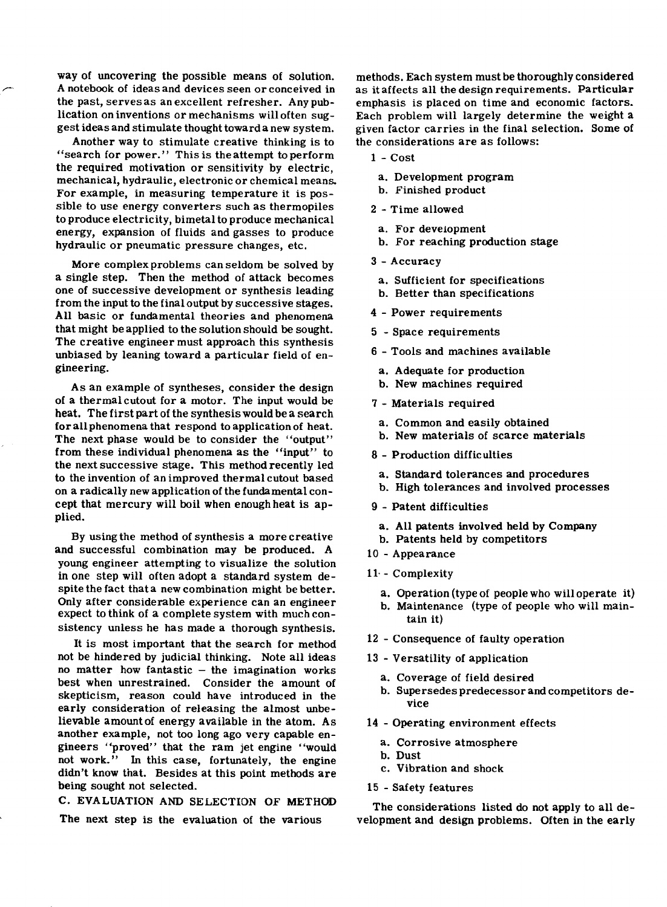way of uncovering the possible means of solution. A notebook of ideas and devices seen or conceived in the past, serves as an excellent refresher. Any publication on inventions or mechanisms will often suggest ideas and stimulate thought toward a new system.

Another way to stimulate creative thinking is to "search for power." This is the attempt to perform the required motivation or sensitivity by electric, mechanical, hydraulic, electronic or chemical means. For example, in measuring temperature it is possible to use energy converters such as thermopiles to produce electricity, bimetal to produce mechanical energy, expansion of fluids and gasses to produce hydraulic or pneumatic pressure changes, etc.

More complex problems can seldom be solved by a single step. Then the method of attack becomes one of successive development or synthesis leading from the input to the final output by successive stages. All basic or fundamental theories and phenomena that might be applied to the solution should be sought. The creative engineer must approach this synthesis unbiased by leaning toward a particular field of engineering.

As an example of syntheses, consider the design of a thermal cutout for a motor. The input would be heat. The first part of the synthesis would be a search for all phenomena that respond to application of heat. The next phase would be to consider the "output" from these individual phenomena as the "input" to the next successive stage. This method recently led to the invention of an improved thermal cutout based on a radically new application of the fundamental concept that mercury will boil when enough heat is applied.

By using the method of synthesis a more creative and successful combination may be produced. A young engineer attempting to visualize the solution in one step will often adopt a standard system despite the fact that a new combination might be better. Only after considerable experience can an engineer expect to think of a complete system with much consistency unless he has made a thorough synthesis.

It is most important that the search for method not be hindered by judicial thinking. Note all ideas no matter how fantastic – the imagination works best when unrestrained. Consider the amount of skepticism, reason could have introduced in the early consideration of releasing the almost unbelievable amount of energy available in the atom. As another example, not too long ago very capable engineers "proved" that the ram jet engine "would not work." In this case, fortunately, the engine didn't know that. Besides at this point methods are being sought not selected.

## C. EVALUATION AND SELECTION OF METHOD

The next step is the evaluation of the various methods. Each system must be thoroughly considered as it affects all the design requirements. Particular emphasis is placed on time and economic factors. Each problem will largely determine the weight a given factor carries in the final selection. Some of the considerations are as follows:

1 - Cost
   - a. Development program
   - b. Finished product

2 - Time allowed
   - a. For development
   - b. For reaching production stage

3 - Accuracy
   - a. Sufficient for specifications
   - b. Better than specifications

4 - Power requirements

5 - Space requirements

6 - Tools and machines available
   - a. Adequate for production
   - b. New machines required

7 - Materials required
   - a. Common and easily obtained
   - b. New materials of scarce materials

8 - Production difficulties
   - a. Standard tolerances and procedures
   - b. High tolerances and involved processes

9 - Patent difficulties
   - a. All patents involved held by Company
   - b. Patents held by competitors

10 - Appearance

11 - Complexity
   - a. Operation (type of people who will operate it)
   - b. Maintenance (type of people who will maintain it)

12 - Consequence of faulty operation

13 - Versatility of application
   - a. Coverage of field desired
   - b. Supersedes predecessor and competitors device

14 - Operating environment effects
   - a. Corrosive atmosphere
   - b. Dust
   - c. Vibration and shock

15 - Safety features

The considerations listed do not apply to all development and design problems. Often in the early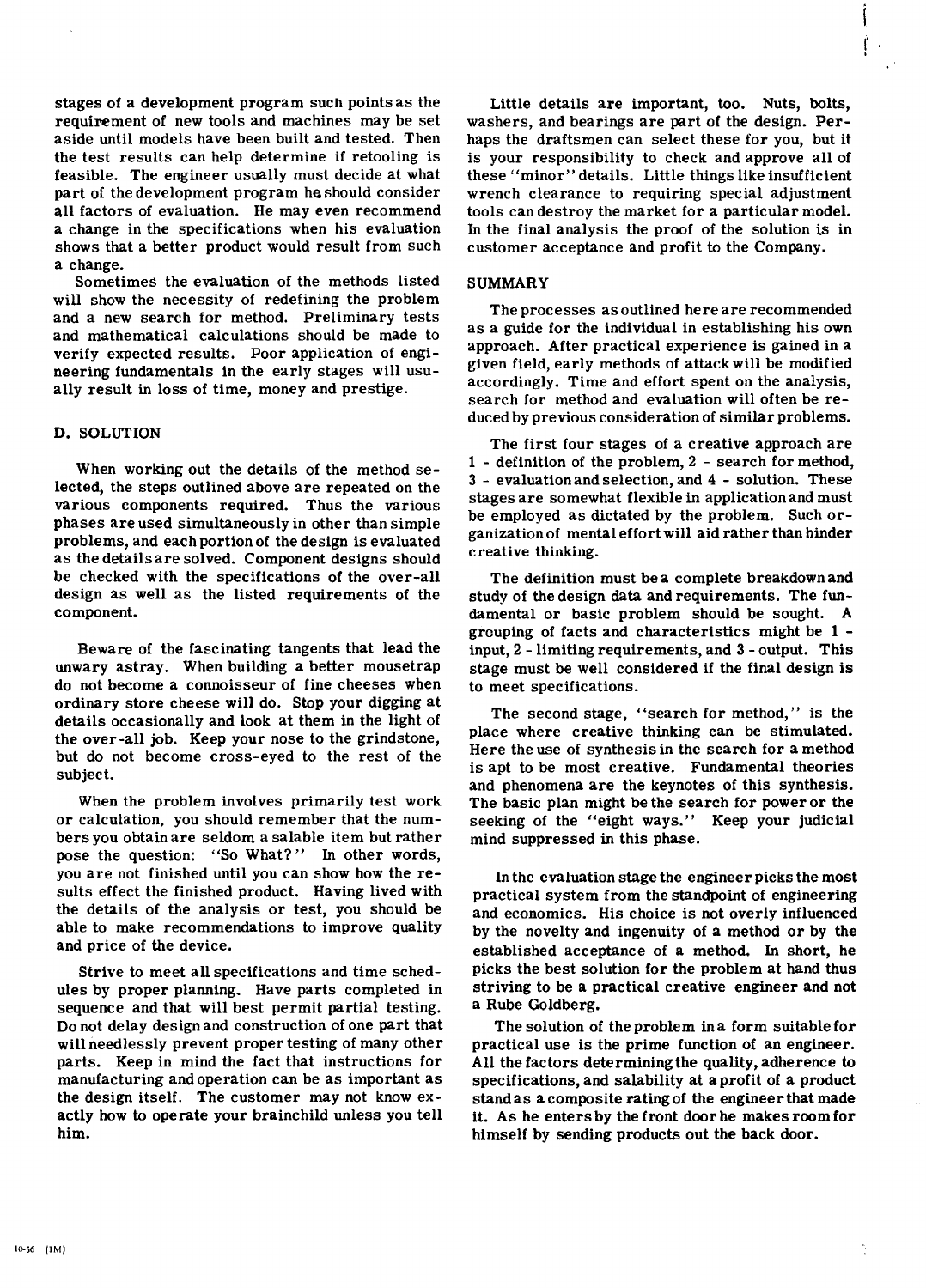stages of a development program such points as the requirement of new tools and machines may be set aside until models have been built and tested. Then the test results can help determine if retooling is feasible. The engineer usually must decide at what part of the development program he should consider all factors of evaluation. He may even recommend a change in the specifications when his evaluation shows that a better product would result from such a change.

Sometimes the evaluation of the methods listed will show the necessity of redefining the problem and a new search for method. Preliminary tests and mathematical calculations should be made to verify expected results. Poor application of engineering fundamentals in the early stages will usually result in loss of time, money and prestige.

## D. SOLUTION

When working out the details of the method selected, the steps outlined above are repeated on the various components required. Thus the various phases are used simultaneously in other than simple problems, and each portion of the design is evaluated as the details are solved. Component designs should be checked with the specifications of the over-all design as well as the listed requirements of the component.

Beware of the fascinating tangents that lead the unwary astray. When building a better mousetrap do not become a connoisseur of fine cheeses when ordinary store cheese will do. Stop your digging at details occasionally and look at them in the light of the over-all job. Keep your nose to the grindstone, but do not become cross-eyed to the rest of the subject.

When the problem involves primarily test work or calculation, you should remember that the numbers you obtain are seldom a salable item but rather pose the question: "So What?" In other words, you are not finished until you can show how the results effect the finished product. Having lived with the details of the analysis or test, you should be able to make recommendations to improve quality and price of the device.

Strive to meet all specifications and time schedules by proper planning. Have parts completed in sequence and that will best permit partial testing. Do not delay design and construction of one part that will needlessly prevent proper testing of many other parts. Keep in mind the fact that instructions for manufacturing and operation can be as important as the design itself. The customer may not know exactly how to operate your brainchild unless you tell him.

Little details are important, too. Nuts, bolts, washers, and bearings are part of the design. Perhaps the draftsmen can select these for you, but it is your responsibility to check and approve all of these "minor" details. Little things like insufficient wrench clearance to requiring special adjustment tools can destroy the market for a particular model. In the final analysis the proof of the solution is in customer acceptance and profit to the Company.

## SUMMARY

The processes as outlined here are recommended as a guide for the individual in establishing his own approach. After practical experience is gained in a given field, early methods of attack will be modified accordingly. Time and effort spent on the analysis, search for method and evaluation will often be reduced by previous consideration of similar problems.

The first four stages of a creative approach are 1 - definition of the problem, 2 - search for method, 3 - evaluation and selection, and 4 - solution. These stages are somewhat flexible in application and must be employed as dictated by the problem. Such organization of mental effort will aid rather than hinder creative thinking.

The definition must be a complete breakdown and study of the design data and requirements. The fundamental or basic problem should be sought. A grouping of facts and characteristics might be 1 - input, 2 - limiting requirements, and 3 - output. This stage must be well considered if the final design is to meet specifications.

The second stage, "search for method," is the place where creative thinking can be stimulated. Here the use of synthesis in the search for a method is apt to be most creative. Fundamental theories and phenomena are the keynotes of this synthesis. The basic plan might be the search for power or the seeking of the "eight ways." Keep your judicial mind suppressed in this phase.

In the evaluation stage the engineer picks the most practical system from the standpoint of engineering and economics. His choice is not overly influenced by the novelty and ingenuity of a method or by the established acceptance of a method. In short, he picks the best solution for the problem at hand thus striving to be a practical creative engineer and not a Rube Goldberg.

The solution of the problem in a form suitable for practical use is the prime function of an engineer. All the factors determining the quality, adherence to specifications, and salability at a profit of a product stand as a composite rating of the engineer that made it. As he enters by the front door he makes room for himself by sending products out the back door.

10-56 (1M)